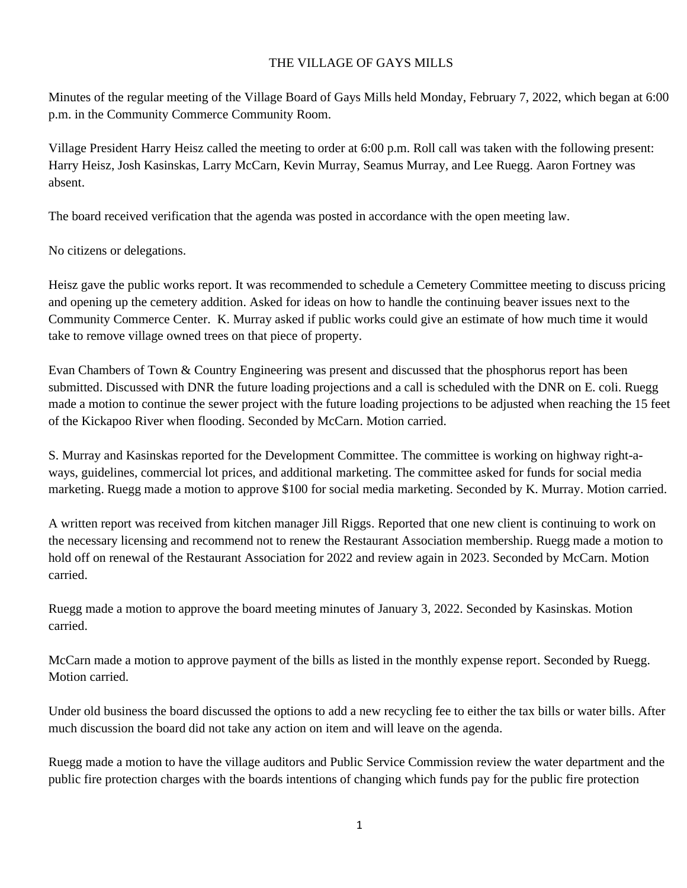# THE VILLAGE OF GAYS MILLS

Minutes of the regular meeting of the Village Board of Gays Mills held Monday, February 7, 2022, which began at 6:00 p.m. in the Community Commerce Community Room.

Village President Harry Heisz called the meeting to order at 6:00 p.m. Roll call was taken with the following present: Harry Heisz, Josh Kasinskas, Larry McCarn, Kevin Murray, Seamus Murray, and Lee Ruegg. Aaron Fortney was absent.

The board received verification that the agenda was posted in accordance with the open meeting law.

No citizens or delegations.

Heisz gave the public works report. It was recommended to schedule a Cemetery Committee meeting to discuss pricing and opening up the cemetery addition. Asked for ideas on how to handle the continuing beaver issues next to the Community Commerce Center. K. Murray asked if public works could give an estimate of how much time it would take to remove village owned trees on that piece of property.

Evan Chambers of Town & Country Engineering was present and discussed that the phosphorus report has been submitted. Discussed with DNR the future loading projections and a call is scheduled with the DNR on E. coli. Ruegg made a motion to continue the sewer project with the future loading projections to be adjusted when reaching the 15 feet of the Kickapoo River when flooding. Seconded by McCarn. Motion carried.

S. Murray and Kasinskas reported for the Development Committee. The committee is working on highway right-a-ways, guidelines, commercial lot prices, and additional marketing. The committee asked for funds for social media marketing. Ruegg made a motion to approve $100 for social media marketing. Seconded by K. Murray. Motion carried.

A written report was received from kitchen manager Jill Riggs. Reported that one new client is continuing to work on the necessary licensing and recommend not to renew the Restaurant Association membership. Ruegg made a motion to hold off on renewal of the Restaurant Association for 2022 and review again in 2023. Seconded by McCarn. Motion carried.

Ruegg made a motion to approve the board meeting minutes of January 3, 2022. Seconded by Kasinskas. Motion carried.

McCarn made a motion to approve payment of the bills as listed in the monthly expense report. Seconded by Ruegg. Motion carried.

Under old business the board discussed the options to add a new recycling fee to either the tax bills or water bills. After much discussion the board did not take any action on item and will leave on the agenda.

Ruegg made a motion to have the village auditors and Public Service Commission review the water department and the public fire protection charges with the boards intentions of changing which funds pay for the public fire protection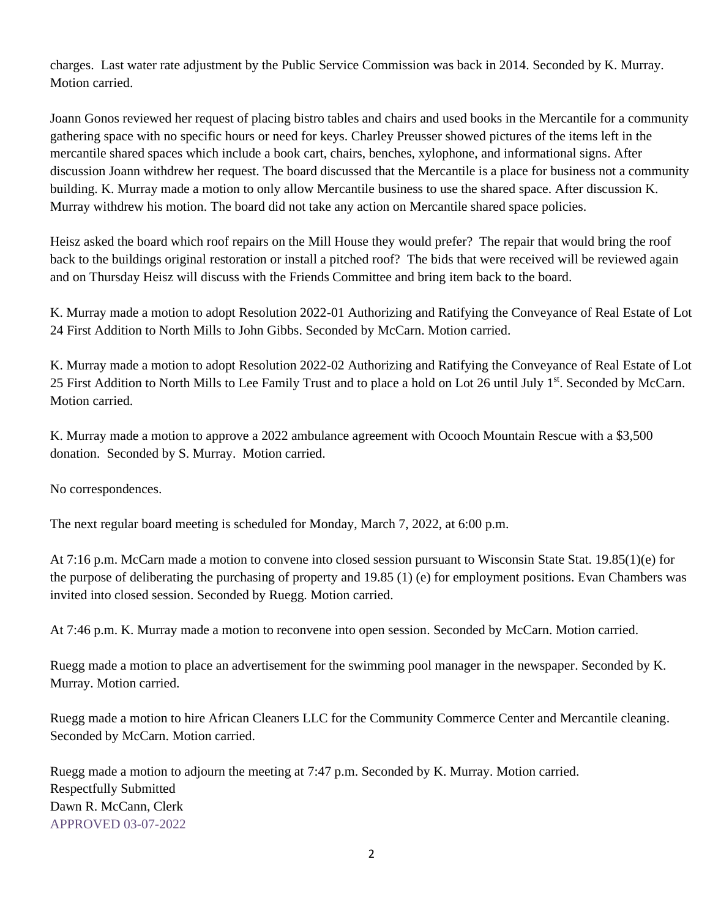charges. Last water rate adjustment by the Public Service Commission was back in 2014. Seconded by K. Murray. Motion carried.

Joann Gonos reviewed her request of placing bistro tables and chairs and used books in the Mercantile for a community gathering space with no specific hours or need for keys. Charley Preusser showed pictures of the items left in the mercantile shared spaces which include a book cart, chairs, benches, xylophone, and informational signs. After discussion Joann withdrew her request. The board discussed that the Mercantile is a place for business not a community building. K. Murray made a motion to only allow Mercantile business to use the shared space. After discussion K. Murray withdrew his motion. The board did not take any action on Mercantile shared space policies.

Heisz asked the board which roof repairs on the Mill House they would prefer? The repair that would bring the roof back to the buildings original restoration or install a pitched roof? The bids that were received will be reviewed again and on Thursday Heisz will discuss with the Friends Committee and bring item back to the board.

K. Murray made a motion to adopt Resolution 2022-01 Authorizing and Ratifying the Conveyance of Real Estate of Lot 24 First Addition to North Mills to John Gibbs. Seconded by McCarn. Motion carried.

K. Murray made a motion to adopt Resolution 2022-02 Authorizing and Ratifying the Conveyance of Real Estate of Lot 25 First Addition to North Mills to Lee Family Trust and to place a hold on Lot 26 until July 1st. Seconded by McCarn. Motion carried.

K. Murray made a motion to approve a 2022 ambulance agreement with Ocooch Mountain Rescue with a $3,500 donation. Seconded by S. Murray. Motion carried.

No correspondences.

The next regular board meeting is scheduled for Monday, March 7, 2022, at 6:00 p.m.

At 7:16 p.m. McCarn made a motion to convene into closed session pursuant to Wisconsin State Stat. 19.85(1)(e) for the purpose of deliberating the purchasing of property and 19.85 (1) (e) for employment positions. Evan Chambers was invited into closed session. Seconded by Ruegg. Motion carried.

At 7:46 p.m. K. Murray made a motion to reconvene into open session. Seconded by McCarn. Motion carried.

Ruegg made a motion to place an advertisement for the swimming pool manager in the newspaper. Seconded by K. Murray. Motion carried.

Ruegg made a motion to hire African Cleaners LLC for the Community Commerce Center and Mercantile cleaning. Seconded by McCarn. Motion carried.

Ruegg made a motion to adjourn the meeting at 7:47 p.m. Seconded by K. Murray. Motion carried.
Respectfully Submitted
Dawn R. McCann, Clerk
APPROVED 03-07-2022